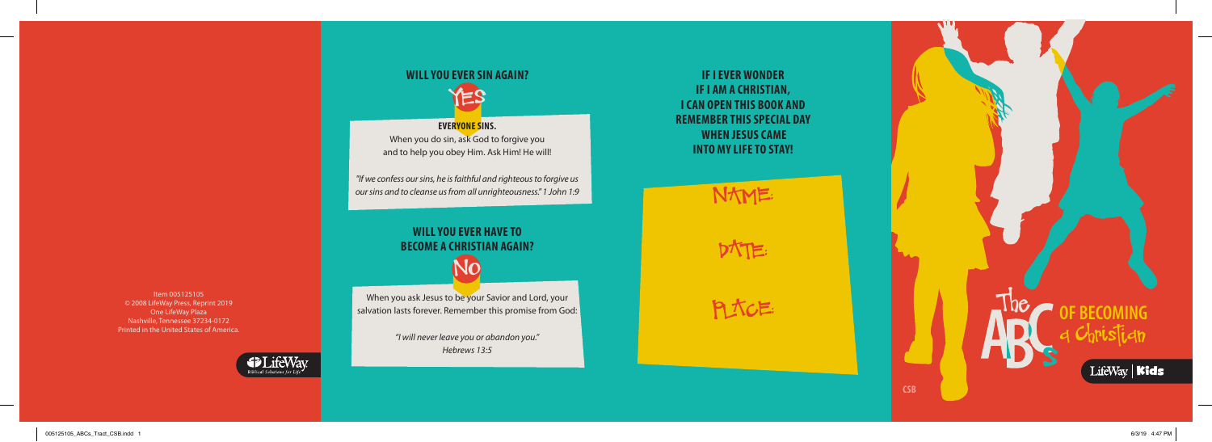Item 005125105
© 2008 LifeWay Press, Reprint 2019
One LifeWay Plaza
Nashville, Tennessee 37234-0172
Printed in the United States of America.

LifeWay
Biblical Solutions for Life

## WILL YOU EVER SIN AGAIN?

YES

**EVERYONE SINS.**

When you do sin, ask God to forgive you and to help you obey Him. Ask Him! He will!

*"If we confess our sins, he is faithful and righteous to forgive us our sins and to cleanse us from all unrighteousness." 1 John 1:9*

## WILL YOU EVER HAVE TO BECOME A CHRISTIAN AGAIN?

No

When you ask Jesus to be your Savior and Lord, your salvation lasts forever. Remember this promise from God:

*"I will never leave you or abandon you." Hebrews 13:5*

**IF I EVER WONDER IF I AM A CHRISTIAN, I CAN OPEN THIS BOOK AND REMEMBER THIS SPECIAL DAY WHEN JESUS CAME INTO MY LIFE TO STAY!**

NAME:

DATE:

PLACE:

# The ABCs OF BECOMING a Christian

LifeWay | Kids

CSB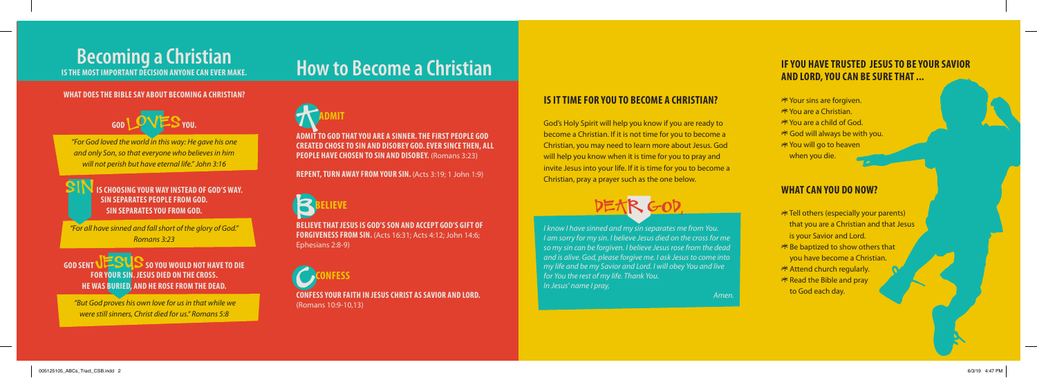# Becoming a Christian

**IS THE MOST IMPORTANT DECISION ANYONE CAN EVER MAKE.**

**WHAT DOES THE BIBLE SAY ABOUT BECOMING A CHRISTIAN?**

**GOD LOVES YOU.**

*"For God loved the world in this way: He gave his one and only Son, so that everyone who believes in him will not perish but have eternal life." John 3:16*

**SIN IS CHOOSING YOUR WAY INSTEAD OF GOD'S WAY. SIN SEPARATES PEOPLE FROM GOD. SIN SEPARATES YOU FROM GOD.**

*"For all have sinned and fall short of the glory of God." Romans 3:23*

**GOD SENT JESUS SO YOU WOULD NOT HAVE TO DIE FOR YOUR SIN. JESUS DIED ON THE CROSS. HE WAS BURIED, AND HE ROSE FROM THE DEAD.**

*"But God proves his own love for us in that while we were still sinners, Christ died for us." Romans 5:8*

# How to Become a Christian

## A ADMIT

**ADMIT TO GOD THAT YOU ARE A SINNER. THE FIRST PEOPLE GOD CREATED CHOSE TO SIN AND DISOBEY GOD. EVER SINCE THEN, ALL PEOPLE HAVE CHOSEN TO SIN AND DISOBEY.** (Romans 3:23)

**REPENT, TURN AWAY FROM YOUR SIN.** (Acts 3:19; 1 John 1:9)

## B BELIEVE

**BELIEVE THAT JESUS IS GOD'S SON AND ACCEPT GOD'S GIFT OF FORGIVENESS FROM SIN.** (Acts 16:31; Acts 4:12; John 14:6; Ephesians 2:8-9)

## C CONFESS

**CONFESS YOUR FAITH IN JESUS CHRIST AS SAVIOR AND LORD.** (Romans 10:9-10,13)

## IS IT TIME FOR YOU TO BECOME A CHRISTIAN?

God's Holy Spirit will help you know if you are ready to become a Christian. If it is not time for you to become a Christian, you may need to learn more about Jesus. God will help you know when it is time for you to pray and invite Jesus into your life. If it is time for you to become a Christian, pray a prayer such as the one below.

**DEAR GOD,**

*I know I have sinned and my sin separates me from You. I am sorry for my sin. I believe Jesus died on the cross for me so my sin can be forgiven. I believe Jesus rose from the dead and is alive. God, please forgive me. I ask Jesus to come into my life and be my Savior and Lord. I will obey You and live for You the rest of my life. Thank You. In Jesus' name I pray,*

*Amen.*

## IF YOU HAVE TRUSTED JESUS TO BE YOUR SAVIOR AND LORD, YOU CAN BE SURE THAT ...

- Your sins are forgiven.
- You are a Christian.
- You are a child of God.
- God will always be with you.
- You will go to heaven when you die.

## WHAT CAN YOU DO NOW?

- Tell others (especially your parents) that you are a Christian and that Jesus is your Savior and Lord.
- Be baptized to show others that you have become a Christian.
- Attend church regularly.
- Read the Bible and pray to God each day.